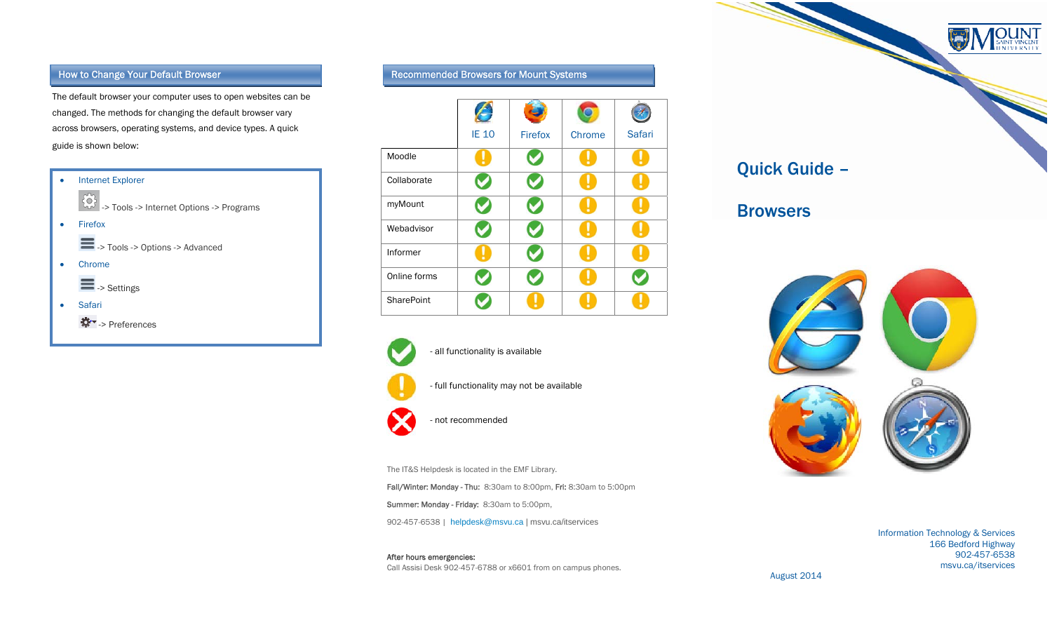## How to Change Your Default Browser

The default browser your computer uses to open websites can be changed. The methods for changing the default browser vary across browsers, operating systems, and device types. A quick guide is shown below:

- Internet Explorer
  -> Tools -> Internet Options -> Programs
- Firefox
  -> Tools -> Options -> Advanced
- Chrome
  -> Settings
- Safari
  -> Preferences

## Recommended Browsers for Mount Systems

| | IE 10 | Firefox | Chrome | Safari |
|---|---|---|---|---|
| Moodle | ! | ✓ | ! | ! |
| Collaborate | ✓ | ✓ | ! | ! |
| myMount | ✓ | ✓ | ! | ! |
| Webadvisor | ✓ | ✓ | ! | ! |
| Informer | ! | ✓ | ! | ! |
| Online forms | ✓ | ✓ | ! | ✓ |
| SharePoint | ✓ | ! | ! | ! |

✓ - all functionality is available

! - full functionality may not be available

✗ - not recommended

The IT&S Helpdesk is located in the EMF Library.

**Fall/Winter: Monday - Thu:** 8:30am to 8:00pm, **Fri:** 8:30am to 5:00pm

**Summer: Monday - Friday:** 8:30am to 5:00pm,

902-457-6538 | helpdesk@msvu.ca | msvu.ca/itservices

**After hours emergencies:**
Call Assisi Desk 902-457-6788 or x6601 from on campus phones.

MOUNT SAINT VINCENT UNIVERSITY

# Quick Guide – Browsers

Information Technology & Services
166 Bedford Highway
902-457-6538
msvu.ca/itservices

August 2014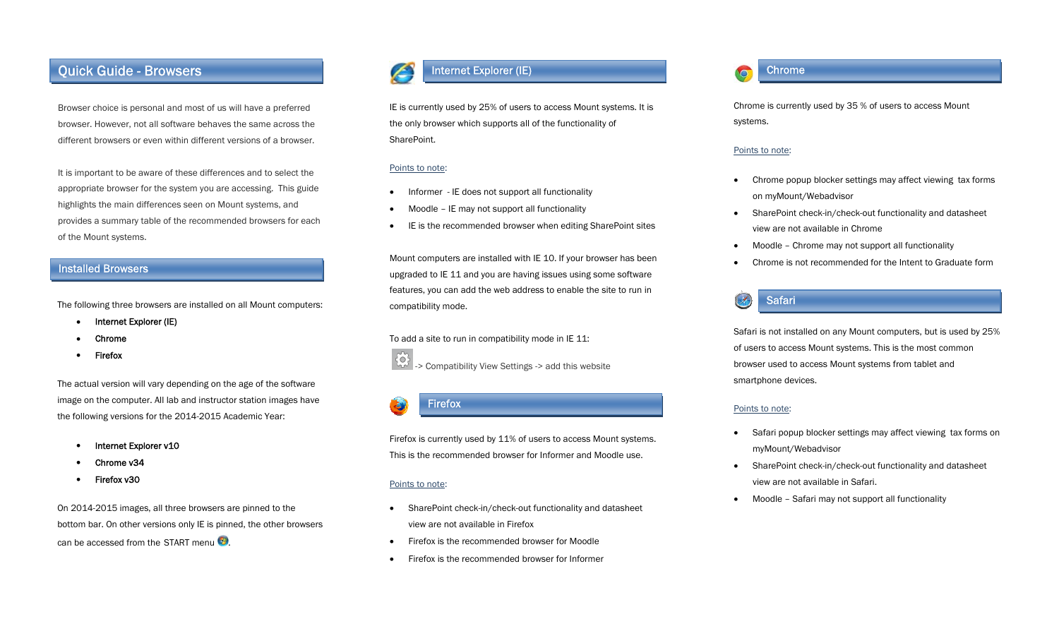## Quick Guide - Browsers

Browser choice is personal and most of us will have a preferred browser. However, not all software behaves the same across the different browsers or even within different versions of a browser.

It is important to be aware of these differences and to select the appropriate browser for the system you are accessing. This guide highlights the main differences seen on Mount systems, and provides a summary table of the recommended browsers for each of the Mount systems.

## Installed Browsers

The following three browsers are installed on all Mount computers:

- Internet Explorer (IE)
- Chrome
- Firefox

The actual version will vary depending on the age of the software image on the computer. All lab and instructor station images have the following versions for the 2014-2015 Academic Year:

- Internet Explorer v10
- Chrome v34
- Firefox v30

On 2014-2015 images, all three browsers are pinned to the bottom bar. On other versions only IE is pinned, the other browsers can be accessed from the START menu.

## Internet Explorer (IE)

IE is currently used by 25% of users to access Mount systems. It is the only browser which supports all of the functionality of SharePoint.

Points to note:

- Informer - IE does not support all functionality
- Moodle – IE may not support all functionality
- IE is the recommended browser when editing SharePoint sites

Mount computers are installed with IE 10. If your browser has been upgraded to IE 11 and you are having issues using some software features, you can add the web address to enable the site to run in compatibility mode.

To add a site to run in compatibility mode in IE 11:

-> Compatibility View Settings -> add this website

## Firefox

Firefox is currently used by 11% of users to access Mount systems. This is the recommended browser for Informer and Moodle use.

Points to note:

- SharePoint check-in/check-out functionality and datasheet view are not available in Firefox
- Firefox is the recommended browser for Moodle
- Firefox is the recommended browser for Informer

## Chrome

Chrome is currently used by 35 % of users to access Mount systems.

Points to note:

- Chrome popup blocker settings may affect viewing tax forms on myMount/Webadvisor
- SharePoint check-in/check-out functionality and datasheet view are not available in Chrome
- Moodle – Chrome may not support all functionality
- Chrome is not recommended for the Intent to Graduate form

## Safari

Safari is not installed on any Mount computers, but is used by 25% of users to access Mount systems. This is the most common browser used to access Mount systems from tablet and smartphone devices.

Points to note:

- Safari popup blocker settings may affect viewing tax forms on myMount/Webadvisor
- SharePoint check-in/check-out functionality and datasheet view are not available in Safari.
- Moodle – Safari may not support all functionality